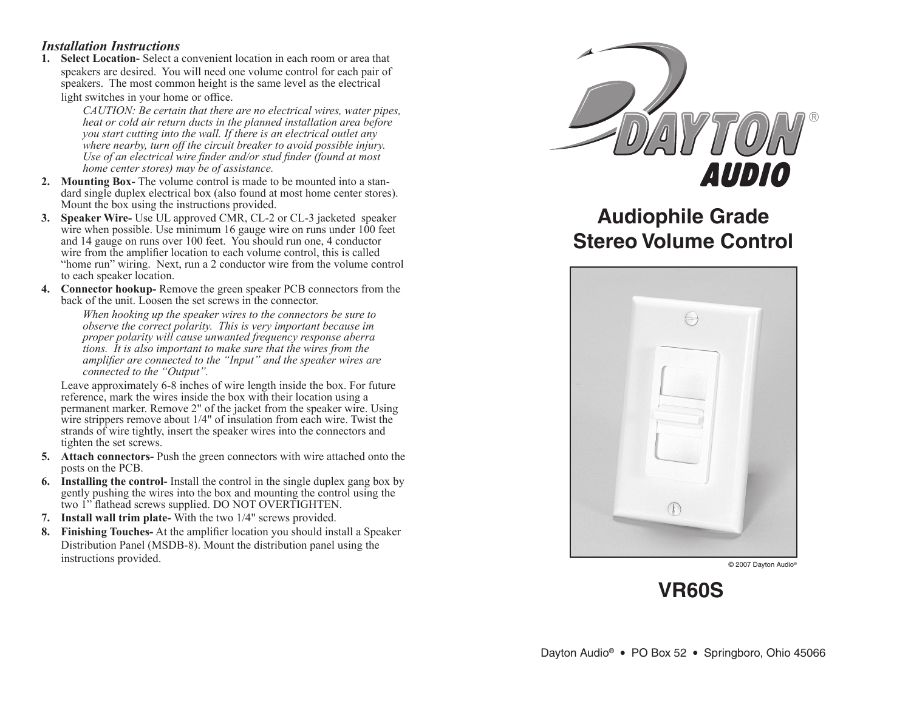*Installation Instructions*

1. **Select Location-** Select a convenient location in each room or area that speakers are desired. You will need one volume control for each pair of speakers. The most common height is the same level as the electrical light switches in your home or office.

   *CAUTION: Be certain that there are no electrical wires, water pipes, heat or cold air return ducts in the planned installation area before you start cutting into the wall. If there is an electrical outlet any where nearby, turn off the circuit breaker to avoid possible injury. Use of an electrical wire finder and/or stud finder (found at most home center stores) may be of assistance.*

2. **Mounting Box-** The volume control is made to be mounted into a standard single duplex electrical box (also found at most home center stores). Mount the box using the instructions provided.

3. **Speaker Wire-** Use UL approved CMR, CL-2 or CL-3 jacketed speaker wire when possible. Use minimum 16 gauge wire on runs under 100 feet and 14 gauge on runs over 100 feet. You should run one, 4 conductor wire from the amplifier location to each volume control, this is called "home run" wiring. Next, run a 2 conductor wire from the volume control to each speaker location.

4. **Connector hookup-** Remove the green speaker PCB connectors from the back of the unit. Loosen the set screws in the connector.

   *When hooking up the speaker wires to the connectors be sure to observe the correct polarity. This is very important because im proper polarity will cause unwanted frequency response aberra tions. It is also important to make sure that the wires from the amplifier are connected to the "Input" and the speaker wires are connected to the "Output".*

   Leave approximately 6-8 inches of wire length inside the box. For future reference, mark the wires inside the box with their location using a permanent marker. Remove 2" of the jacket from the speaker wire. Using wire strippers remove about 1/4" of insulation from each wire. Twist the strands of wire tightly, insert the speaker wires into the connectors and tighten the set screws.

5. **Attach connectors-** Push the green connectors with wire attached onto the posts on the PCB.

6. **Installing the control-** Install the control in the single duplex gang box by gently pushing the wires into the box and mounting the control using the two 1" flathead screws supplied. DO NOT OVERTIGHTEN.

7. **Install wall trim plate-** With the two 1/4" screws provided.

8. **Finishing Touches-** At the amplifier location you should install a Speaker Distribution Panel (MSDB-8). Mount the distribution panel using the instructions provided.

DAYTON® AUDIO

# Audiophile Grade Stereo Volume Control

© 2007 Dayton Audio®

# VR60S

Dayton Audio® • PO Box 52 • Springboro, Ohio 45066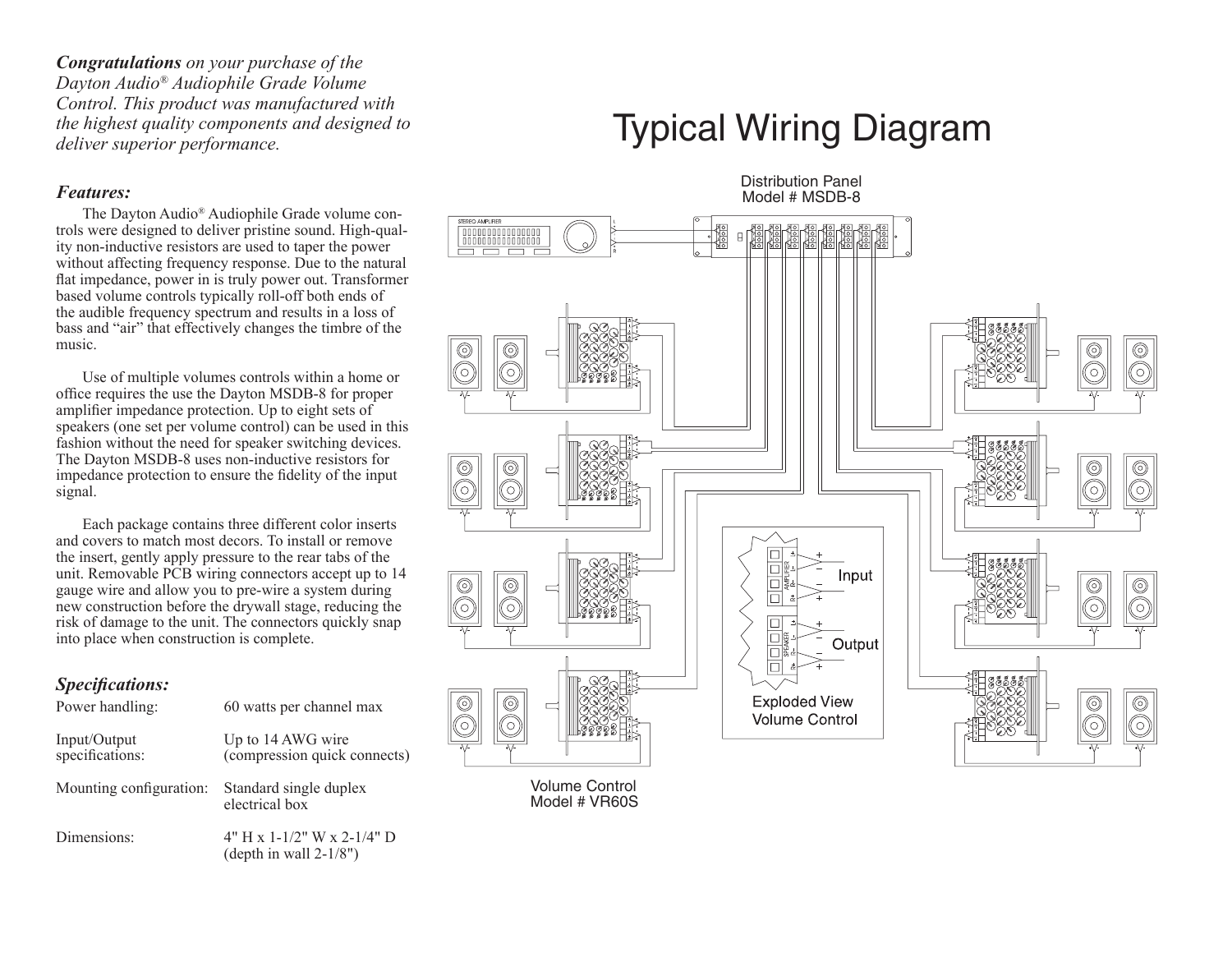***Congratulations** on your purchase of the Dayton Audio® Audiophile Grade Volume Control. This product was manufactured with the highest quality components and designed to deliver superior performance.*

### *Features:*

The Dayton Audio® Audiophile Grade volume controls were designed to deliver pristine sound. High-quality non-inductive resistors are used to taper the power without affecting frequency response. Due to the natural flat impedance, power in is truly power out. Transformer based volume controls typically roll-off both ends of the audible frequency spectrum and results in a loss of bass and "air" that effectively changes the timbre of the music.

Use of multiple volumes controls within a home or office requires the use the Dayton MSDB-8 for proper amplifier impedance protection. Up to eight sets of speakers (one set per volume control) can be used in this fashion without the need for speaker switching devices. The Dayton MSDB-8 uses non-inductive resistors for impedance protection to ensure the fidelity of the input signal.

Each package contains three different color inserts and covers to match most decors. To install or remove the insert, gently apply pressure to the rear tabs of the unit. Removable PCB wiring connectors accept up to 14 gauge wire and allow you to pre-wire a system during new construction before the drywall stage, reducing the risk of damage to the unit. The connectors quickly snap into place when construction is complete.

### *Specifications:*

| | |
|---|---|
| Power handling: | 60 watts per channel max |
| Input/Output specifications: | Up to 14 AWG wire (compression quick connects) |
| Mounting configuration: | Standard single duplex electrical box |
| Dimensions: | 4" H x 1-1/2" W x 2-1/4" D (depth in wall 2-1/8") |

# Typical Wiring Diagram

Distribution Panel
Model # MSDB-8

STEREO AMPLIFIER

Input

Output

Exploded View
Volume Control

Volume Control
Model # VR60S